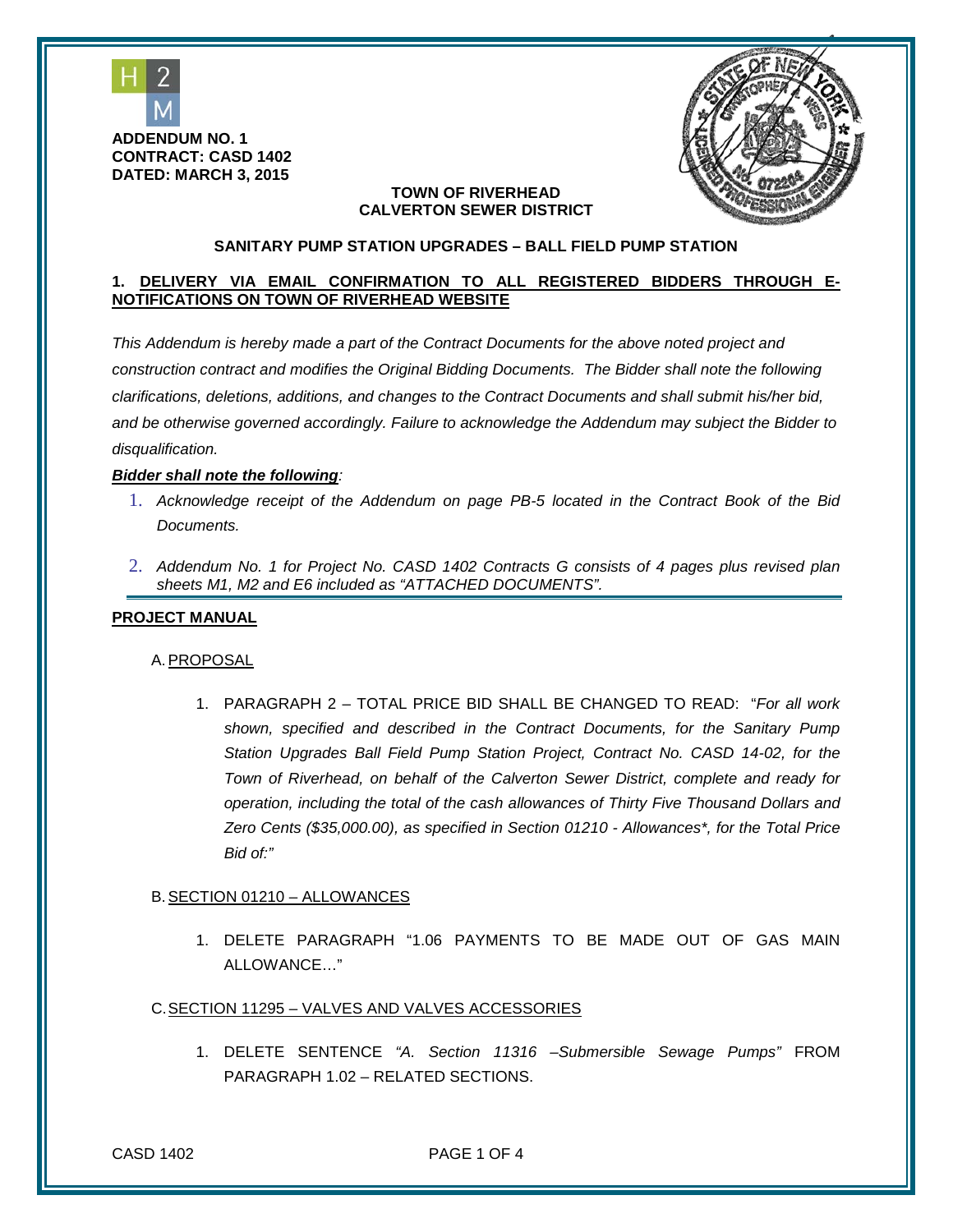H2M

**ADDENDUM NO. 1**
**CONTRACT: CASD 1402**
**DATED: MARCH 3, 2015**

**TOWN OF RIVERHEAD**
**CALVERTON SEWER DISTRICT**

**SANITARY PUMP STATION UPGRADES – BALL FIELD PUMP STATION**

**1. DELIVERY VIA EMAIL CONFIRMATION TO ALL REGISTERED BIDDERS THROUGH E-NOTIFICATIONS ON TOWN OF RIVERHEAD WEBSITE**

*This Addendum is hereby made a part of the Contract Documents for the above noted project and construction contract and modifies the Original Bidding Documents. The Bidder shall note the following clarifications, deletions, additions, and changes to the Contract Documents and shall submit his/her bid, and be otherwise governed accordingly. Failure to acknowledge the Addendum may subject the Bidder to disqualification.*

***Bidder shall note the following:***

1. *Acknowledge receipt of the Addendum on page PB-5 located in the Contract Book of the Bid Documents.*
2. *Addendum No. 1 for Project No. CASD 1402 Contracts G consists of 4 pages plus revised plan sheets M1, M2 and E6 included as "ATTACHED DOCUMENTS".*

**PROJECT MANUAL**

A. PROPOSAL

1. PARAGRAPH 2 – TOTAL PRICE BID SHALL BE CHANGED TO READ: "*For all work shown, specified and described in the Contract Documents, for the Sanitary Pump Station Upgrades Ball Field Pump Station Project, Contract No. CASD 14-02, for the Town of Riverhead, on behalf of the Calverton Sewer District, complete and ready for operation, including the total of the cash allowances of Thirty Five Thousand Dollars and Zero Cents ($35,000.00), as specified in Section 01210 - Allowances*, for the Total Price Bid of:"*

B. SECTION 01210 – ALLOWANCES

1. DELETE PARAGRAPH "1.06 PAYMENTS TO BE MADE OUT OF GAS MAIN ALLOWANCE…"

C. SECTION 11295 – VALVES AND VALVES ACCESSORIES

1. DELETE SENTENCE *"A. Section 11316 –Submersible Sewage Pumps"* FROM PARAGRAPH 1.02 – RELATED SECTIONS.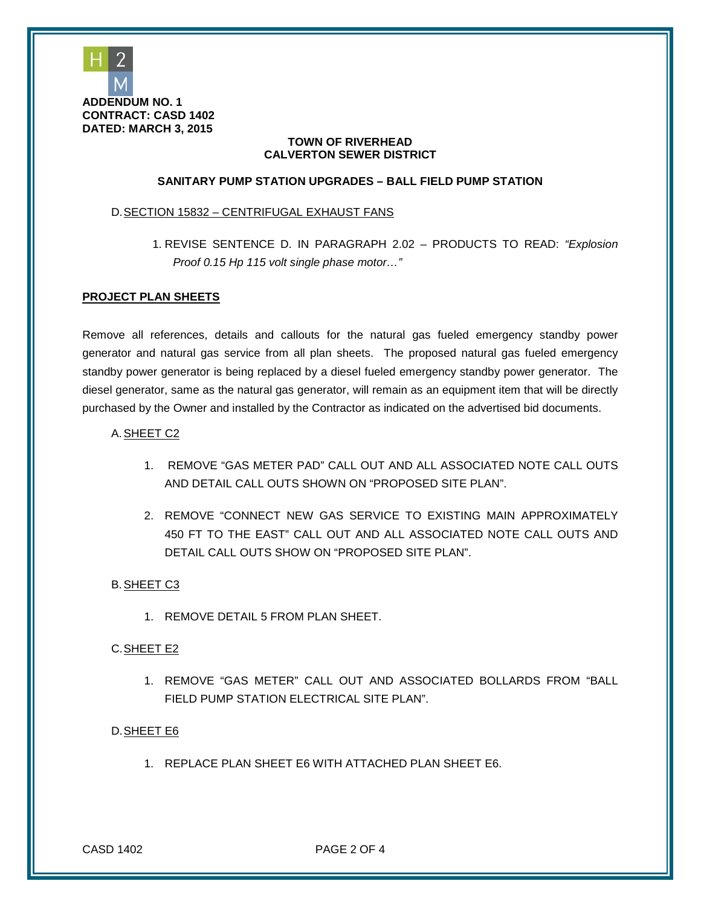**ADDENDUM NO. 1**
**CONTRACT: CASD 1402**
**DATED: MARCH 3, 2015**

**TOWN OF RIVERHEAD**
**CALVERTON SEWER DISTRICT**

**SANITARY PUMP STATION UPGRADES – BALL FIELD PUMP STATION**

D. SECTION 15832 – CENTRIFUGAL EXHAUST FANS

1. REVISE SENTENCE D. IN PARAGRAPH 2.02 – PRODUCTS TO READ: *"Explosion Proof 0.15 Hp 115 volt single phase motor…"*

**PROJECT PLAN SHEETS**

Remove all references, details and callouts for the natural gas fueled emergency standby power generator and natural gas service from all plan sheets. The proposed natural gas fueled emergency standby power generator is being replaced by a diesel fueled emergency standby power generator. The diesel generator, same as the natural gas generator, will remain as an equipment item that will be directly purchased by the Owner and installed by the Contractor as indicated on the advertised bid documents.

A. SHEET C2

1. REMOVE "GAS METER PAD" CALL OUT AND ALL ASSOCIATED NOTE CALL OUTS AND DETAIL CALL OUTS SHOWN ON "PROPOSED SITE PLAN".
2. REMOVE "CONNECT NEW GAS SERVICE TO EXISTING MAIN APPROXIMATELY 450 FT TO THE EAST" CALL OUT AND ALL ASSOCIATED NOTE CALL OUTS AND DETAIL CALL OUTS SHOW ON "PROPOSED SITE PLAN".

B. SHEET C3

1. REMOVE DETAIL 5 FROM PLAN SHEET.

C. SHEET E2

1. REMOVE "GAS METER" CALL OUT AND ASSOCIATED BOLLARDS FROM "BALL FIELD PUMP STATION ELECTRICAL SITE PLAN".

D. SHEET E6

1. REPLACE PLAN SHEET E6 WITH ATTACHED PLAN SHEET E6.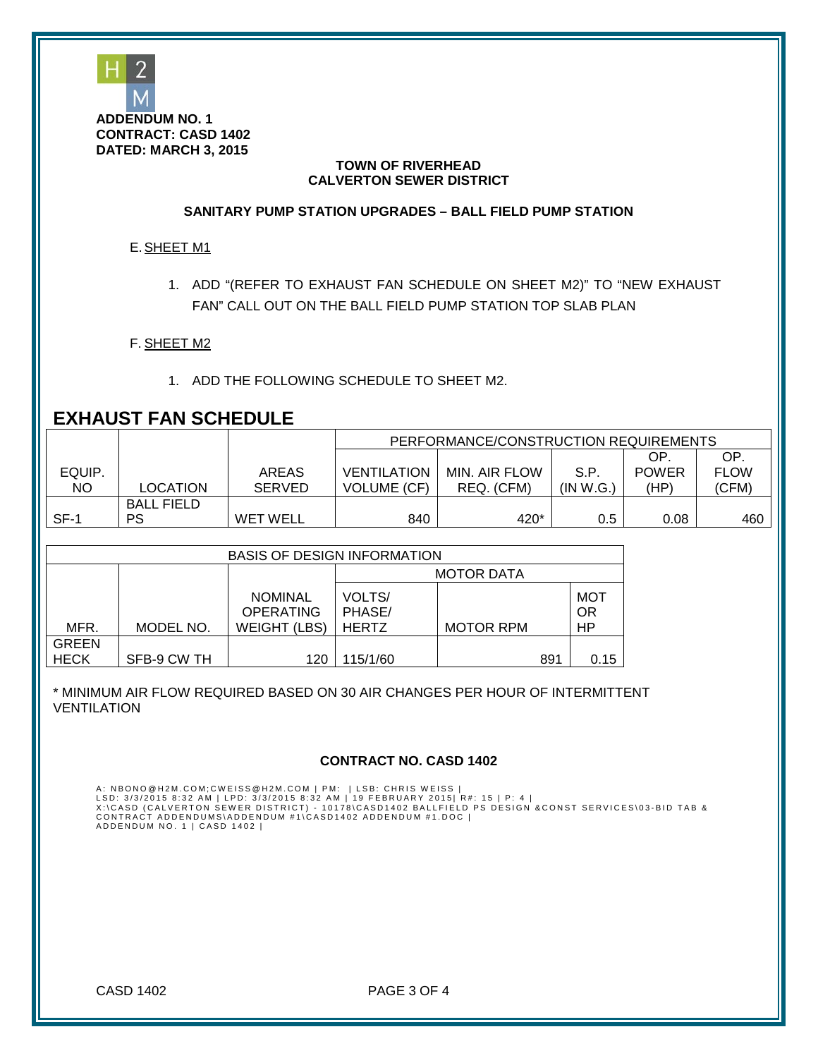**ADDENDUM NO. 1**
**CONTRACT: CASD 1402**
**DATED: MARCH 3, 2015**

**TOWN OF RIVERHEAD**
**CALVERTON SEWER DISTRICT**

**SANITARY PUMP STATION UPGRADES – BALL FIELD PUMP STATION**

E. SHEET M1

1. ADD "(REFER TO EXHAUST FAN SCHEDULE ON SHEET M2)" TO "NEW EXHAUST FAN" CALL OUT ON THE BALL FIELD PUMP STATION TOP SLAB PLAN

F. SHEET M2

1. ADD THE FOLLOWING SCHEDULE TO SHEET M2.

## EXHAUST FAN SCHEDULE

| | | | PERFORMANCE/CONSTRUCTION REQUIREMENTS | | | | |
|---|---|---|---|---|---|---|---|
| EQUIP. NO | LOCATION | AREAS SERVED | VENTILATION VOLUME (CF) | MIN. AIR FLOW REQ. (CFM) | S.P. (IN W.G.) | OP. POWER (HP) | OP. FLOW (CFM) |
| SF-1 | BALL FIELD PS | WET WELL | 840 | 420* | 0.5 | 0.08 | 460 |

| BASIS OF DESIGN INFORMATION | | | | | |
|---|---|---|---|---|---|
| | | | MOTOR DATA | | |
| MFR. | MODEL NO. | NOMINAL OPERATING WEIGHT (LBS) | VOLTS/ PHASE/ HERTZ | MOTOR RPM | MOTOR HP |
| GREEN HECK | SFB-9 CW TH | 120 | 115/1/60 | 891 | 0.15 |

* MINIMUM AIR FLOW REQUIRED BASED ON 30 AIR CHANGES PER HOUR OF INTERMITTENT VENTILATION

**CONTRACT NO. CASD 1402**

A: NBONO@H2M.COM;CWEISS@H2M.COM | PM: | LSB: CHRIS WEISS |
LSD: 3/3/2015 8:32 AM | LPD: 3/3/2015 8:32 AM | 19 FEBRUARY 2015| R#: 15 | P: 4 |
X:\CASD (CALVERTON SEWER DISTRICT) - 10178\CASD1402 BALLFIELD PS DESIGN &CONST SERVICES\03-BID TAB & CONTRACT ADDENDUMS\ADDENDUM #1\CASD1402 ADDENDUM #1.DOC |
ADDENDUM NO. 1 | CASD 1402 |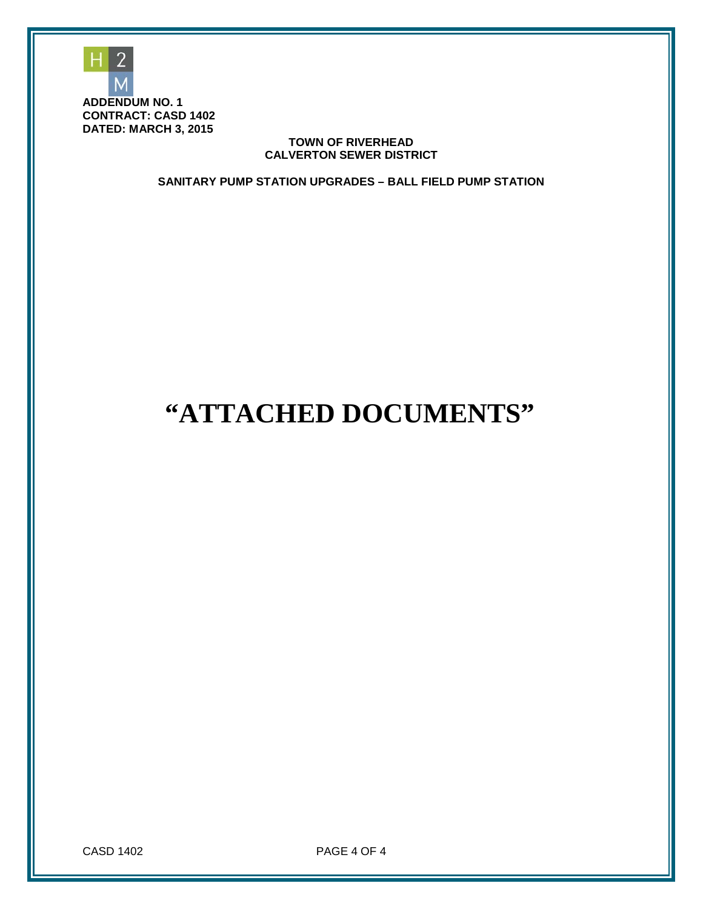**ADDENDUM NO. 1**
**CONTRACT: CASD 1402**
**DATED: MARCH 3, 2015**

**TOWN OF RIVERHEAD**
**CALVERTON SEWER DISTRICT**

**SANITARY PUMP STATION UPGRADES – BALL FIELD PUMP STATION**

# "ATTACHED DOCUMENTS"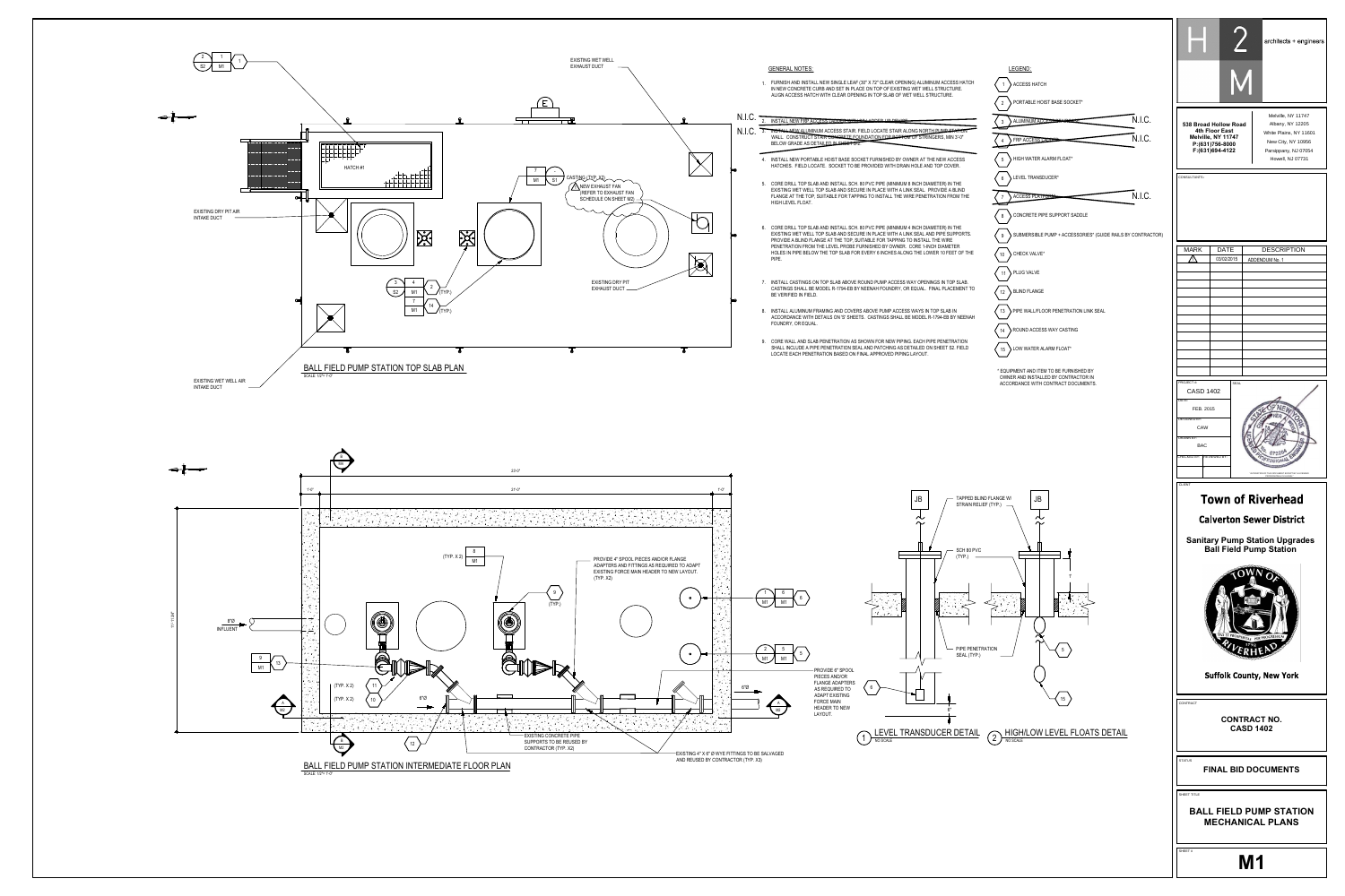## GENERAL NOTES:

1. FURNISH AND INSTALL NEW SINGLE LEAF (30" X 72" CLEAR OPENING) ALUMINUM ACCESS HATCH IN NEW CONCRETE CURB AND SET IN PLACE ON TOP OF EXISTING WET WELL STRUCTURE. ALIGN ACCESS HATCH WITH CLEAR OPENING IN TOP SLAB OF WET WELL STRUCTURE.
2. ~~INSTALL NEW FRP ACCESS PLATFORM AND LADDER (B) DRY PIT.~~ N.I.C.
3. ~~INSTALL NEW ALUMINUM ACCESS STAIR. FIELD LOCATE STAIR ALONG NORTH PUMP STATION WALL. CONSTRUCT STAIR CONCRETE FOUNDATION FOR BOTTOM OF STRINGERS, MIN 3'-0" BELOW GRADE AS DETAILED IN SHEET S-2.~~ N.I.C.
4. INSTALL NEW PORTABLE HOIST BASE SOCKET FURNISHED BY OWNER AT THE NEW ACCESS HATCHES. FIELD LOCATE. SOCKET TO BE PROVIDED WITH DRAIN HOLE AND TOP COVER.
5. CORE DRILL TOP SLAB AND INSTALL SCH. 80 PVC PIPE (MINIMUM 8 INCH DIAMETER) IN THE EXISTING WET WELL TOP SLAB AND SECURE IN PLACE WITH A LINK SEAL. PROVIDE A BLIND FLANGE AT THE TOP, SUITABLE FOR TAPPING TO INSTALL THE WIRE PENETRATION FROM THE HIGH LEVEL FLOAT.
6. CORE DRILL TOP SLAB AND INSTALL SCH. 80 PVC PIPE (MINIMUM 4 INCH DIAMETER) IN THE EXISTING WET WELL TOP SLAB AND SECURE IN PLACE WITH A LINK SEAL AND PIPE SUPPORTS. PROVIDE A BLIND FLANGE AT THE TOP, SUITABLE FOR TAPPING TO INSTALL THE WIRE PENETRATION FROM THE LEVEL PROBE FURNISHED BY OWNER. CORE 1-INCH DIAMETER HOLES IN PIPE BELOW THE TOP SLAB FOR EVERY 6 INCHES ALONG THE LOWER 10 FEET OF THE PIPE.
7. INSTALL CASTINGS ON TOP SLAB ABOVE ROUND PUMP ACCESS WAY OPENINGS IN TOP SLAB. CASTINGS SHALL BE MODEL R-1794-EB BY NEENAH FOUNDRY, OR EQUAL. FINAL PLACEMENT TO BE VERIFIED IN FIELD.
8. INSTALL ALUMINUM FRAMING AND COVERS ABOVE PUMP ACCESS WAYS IN TOP SLAB IN ACCORDANCE WITH DETAILS ON 'S' SHEETS. CASTINGS SHALL BE MODEL R-1794-EB BY NEENAH FOUNDRY, OR EQUAL.
9. CORE WALL AND SLAB PENETRATION AS SHOWN FOR NEW PIPING. EACH PIPE PENETRATION SHALL INCLUDE A PIPE PENETRATION SEAL AND PATCHING AS DETAILED ON SHEET S2. FIELD LOCATE EACH PENETRATION BASED ON FINAL APPROVED PIPING LAYOUT.

## LEGEND:

1. ACCESS HATCH
2. PORTABLE HOIST BASE SOCKET*
3. ~~ALUMINUM ACCESS STAIR~~ N.I.C.
4. ~~FRP ACCESS LADDER~~ N.I.C.
5. HIGH WATER ALARM FLOAT*
6. LEVEL TRANSDUCER*
7. ~~ACCESS PLATFORM~~ N.I.C.
8. CONCRETE PIPE SUPPORT SADDLE
9. SUBMERSIBLE PUMP + ACCESSORIES* (GUIDE RAILS BY CONTRACTOR)
10. CHECK VALVE*
11. PLUG VALVE
12. BLIND FLANGE
13. PIPE WALL/FLOOR PENETRATION LINK SEAL
14. ROUND ACCESS WAY CASTING
15. LOW WATER ALARM FLOAT*

\* EQUIPMENT AND ITEM TO BE FURNISHED BY OWNER AND INSTALLED BY CONTRACTOR IN ACCORDANCE WITH CONTRACT DOCUMENTS.

## BALL FIELD PUMP STATION TOP SLAB PLAN
SCALE: 1/2" = 1'-0"

EXISTING WET WELL EXHAUST DUCT; HATCH #1; EXISTING DRY PIT AIR INTAKE DUCT; CASTING (TYP. X2); NEW EXHAUST FAN (REFER TO EXHAUST FAN SCHEDULE ON SHEET M2); EXISTING DRY PIT EXHAUST DUCT; EXISTING WET WELL AIR INTAKE DUCT; (TYP.)

## BALL FIELD PUMP STATION INTERMEDIATE FLOOR PLAN
SCALE: 1/2" = 1'-0"

23'-0"; 1'-0"; 21'-0"; 1'-0"; 11'-11 3/4"; 8"Ø INFLUENT; 6"Ø; (TYP. X 2); (TYP.)

PROVIDE 4" SPOOL PIECES AND/OR FLANGE ADAPTERS AND FITTINGS AS REQUIRED TO ADAPT EXISTING FORCE MAIN HEADER TO NEW LAYOUT. (TYP. X2)

PROVIDE 6" SPOOL PIECES AND/OR FLANGE ADAPTERS AS REQUIRED TO ADAPT EXISTING FORCE MAIN HEADER TO NEW LAYOUT.

EXISTING CONCRETE PIPE SUPPORTS TO BE REUSED BY CONTRACTOR (TYP. X2)

EXISTING 4" X 6" Ø WYE FITTINGS TO BE SALVAGED AND REUSED BY CONTRACTOR (TYP. X3)

## 1 LEVEL TRANSDUCER DETAIL
NO SCALE

JB; TAPPED BLIND FLANGE W/ STRAIN RELIEF (TYP.); SCH 80 PVC (TYP.); PIPE PENETRATION SEAL (TYP.)

## 2 HIGH/LOW LEVEL FLOATS DETAIL
NO SCALE

---

H2M architects + engineers

538 Broad Hollow Road, 4th Floor East, Melville, NY 11747
P:(631)756-8000
F:(631)694-4122

Melville, NY 11747; Albany, NY 12205; White Plains, NY 10601; New City, NY 10956; Parsippany, NJ 07054; Howell, NJ 07731

| MARK | DATE | DESCRIPTION |
|---|---|---|
| 1 | 03/02/2015 | ADDENDUM No. 1 |

PROJECT #: CASD 1402
DATE: FEB. 2015
DESIGNED BY: CAW
DRAWN BY: BAC

**Town of Riverhead**

**Calverton Sewer District**

**Sanitary Pump Station Upgrades Ball Field Pump Station**

**Suffolk County, New York**

CONTRACT: **CONTRACT NO. CASD 1402**

STATUS: **FINAL BID DOCUMENTS**

SHEET TITLE: **BALL FIELD PUMP STATION MECHANICAL PLANS**

SHEET #: **M1**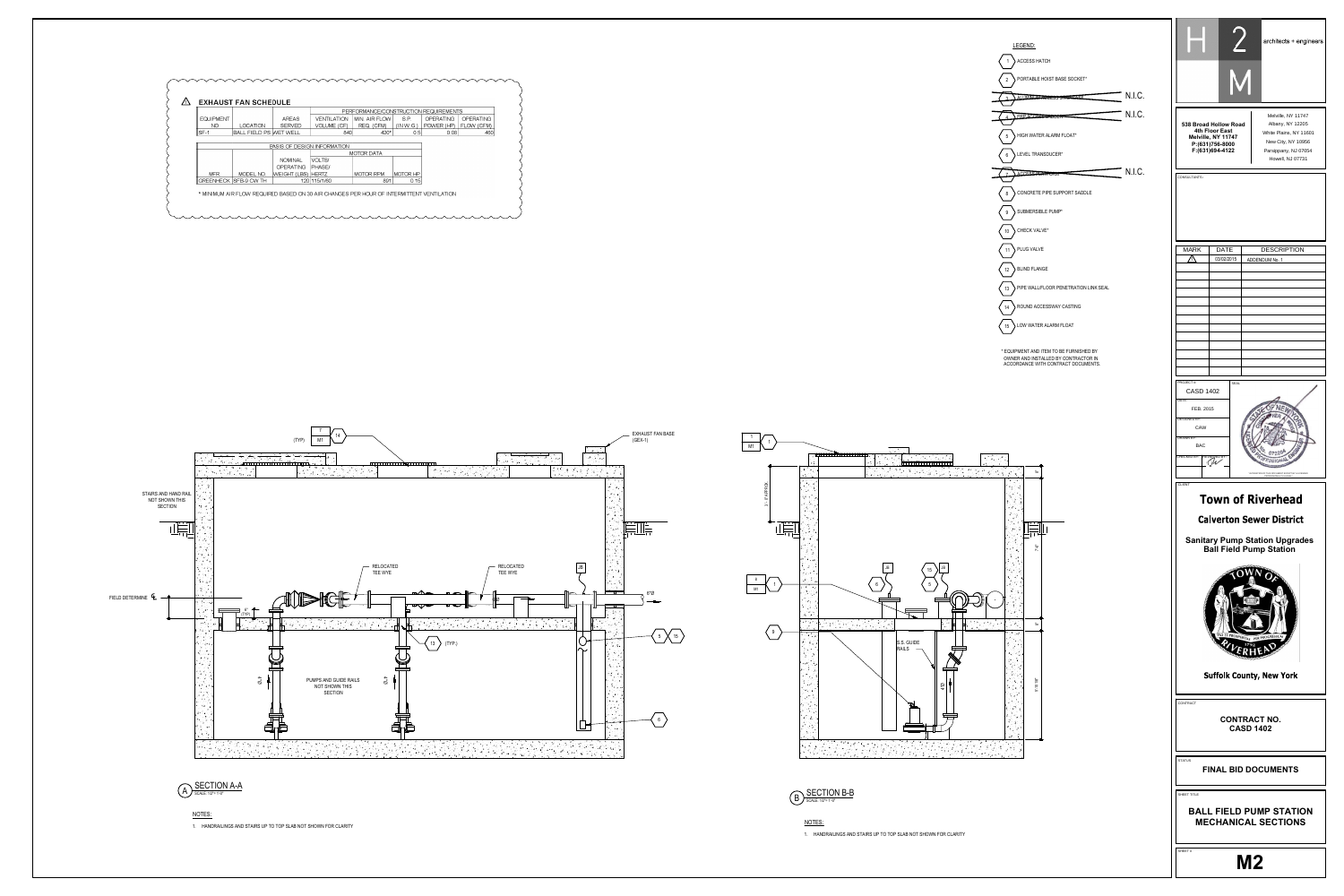## EXHAUST FAN SCHEDULE

| EQUIPMENT NO. | LOCATION | AREAS SERVED | VENTILATION VOLUME (CF) | MIN. AIR FLOW REQ. (CFM) | S.P. (IN.W.G.) | OPERATING POWER (HP) | OPERATING FLOW (CFM) |
|---|---|---|---|---|---|---|---|
| | | | PERFORMANCE/CONSTRUCTION REQUIREMENTS | | | | |
| SF-1 | BALL FIELD PS | WET WELL | 840 | 420* | 0.5 | 0.08 | 460 |

| MFR. | MODEL NO. | NOMINAL OPERATING WEIGHT (LBS) | VOLTS/ PHASE/ HERTZ | MOTOR RPM | MOTOR HP |
|---|---|---|---|---|---|
| BASIS OF DESIGN INFORMATION | | | MOTOR DATA | | |
| GREENHECK | SFB-9 CW TH | 120 | 115/1/60 | 891 | 0.15 |

\* MINIMUM AIR FLOW REQUIRED BASED ON 30 AIR CHANGES PER HOUR OF INTERMITTENT VENTILATION

## LEGEND:

1. ACCESS HATCH
2. PORTABLE HOIST BASE SOCKET*
3. ~~ALUMINUM ACCESS STAIRCASE~~ N.I.C.
4. ~~PIPE SUPPORT BRACKET~~ N.I.C.
5. HIGH WATER ALARM FLOAT*
6. LEVEL TRANSDUCER*
7. ~~ACCESS LADDER~~ N.I.C.
8. CONCRETE PIPE SUPPORT SADDLE
9. SUBMERSIBLE PUMP*
10. CHECK VALVE*
11. PLUG VALVE
12. BLIND FLANGE
13. PIPE WALL/FLOOR PENETRATION LINK SEAL
14. ROUND ACCESSWAY CASTING
15. LOW WATER ALARM FLOAT

\* EQUIPMENT AND ITEM TO BE FURNISHED BY OWNER AND INSTALLED BY CONTRACTOR IN ACCORDANCE WITH CONTRACT DOCUMENTS.

STAIRS AND HAND RAIL NOT SHOWN THIS SECTION

FIELD DETERMINE

RELOCATED TEE WYE

RELOCATED TEE WYE

EXHAUST FAN BASE (GEX-1)

PUMPS AND GUIDE RAILS NOT SHOWN THIS SECTION

S.S. GUIDE RAILS

## A SECTION A-A
SCALE: 1/2"=1'-0"

NOTES:

1. HANDRAILINGS AND STAIRS UP TO TOP SLAB NOT SHOWN FOR CLARITY

## B SECTION B-B
SCALE: 1/2"=1'-0"

NOTES:

1. HANDRAILINGS AND STAIRS UP TO TOP SLAB NOT SHOWN FOR CLARITY

---

H2M architects + engineers

538 Broad Hollow Road
4th Floor East
Melville, NY 11747
P:(631)756-8000
F:(631)694-4122

Melville, NY 11747
Albany, NY 12205
White Plains, NY 10601
New City, NY 10956
Parsippany, NJ 07054
Howell, NJ 07731

| MARK | DATE | DESCRIPTION |
|---|---|---|
| 1 | 03/02/2015 | ADDENDUM No. 1 |

PROJECT #: CASD 1402
DATE: FEB. 2015
DESIGNED BY: CAW
DRAWN BY: BAC

**Town of Riverhead**

**Calverton Sewer District**

**Sanitary Pump Station Upgrades Ball Field Pump Station**

**Suffolk County, New York**

CONTRACT NO. CASD 1402

FINAL BID DOCUMENTS

BALL FIELD PUMP STATION MECHANICAL SECTIONS

M2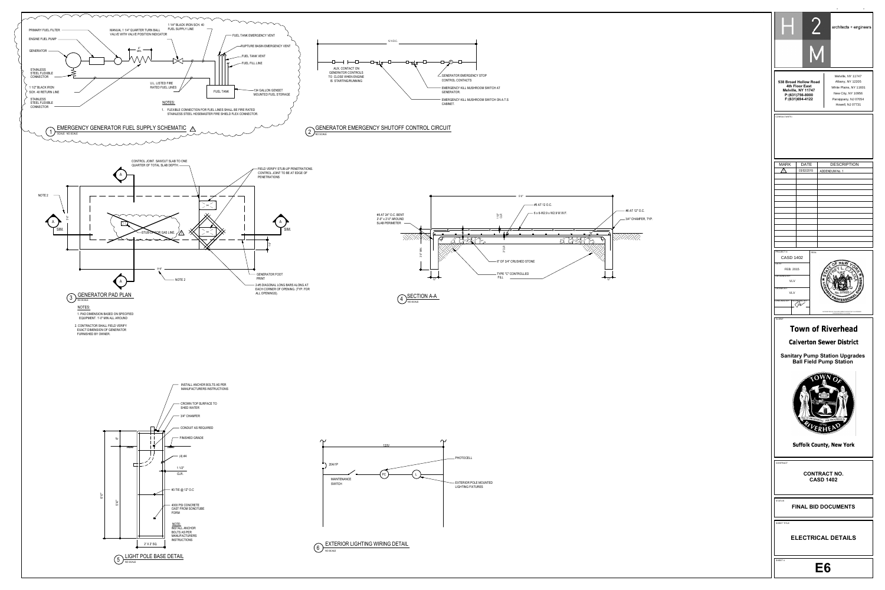## 1 EMERGENCY GENERATOR FUEL SUPPLY SCHEMATIC
SCALE: NO SCALE

PRIMARY FUEL FILTER

ENGINE FUEL PUMP

GENERATOR

STAINLESS STEEL FLEXIBLE CONNECTOR

1 1/2" BLACK IRON SCH. 40 RETURN LINE

STAINLESS STEEL FLEXIBLE CONNECTOR

MANUAL 1 1/4" QUARTER TURN BALL VALVE WITH VALVE POSITION INDICATOR

1 1/4" BLACK IRON SCH. 40 FUEL SUPPLY LINE

6" MIN.

U.L. LISTED FIRE RATED FUEL LINES

FUEL TANK EMERGENCY VENT

RUPTURE BASIN EMERGENCY VENT

FUEL TANK VENT

FUEL FILL LINE

FUEL TANK

134 GALLON GENSET MOUNTED FUEL STORAGE

NOTES:

1. FLEXIBLE CONNECTION FOR FUEL LINES SHALL BE FIRE RATED STAINLESS STEEL HOSEMASTER FIRE SHIELD FLEX CONNECTOR.

## 2 GENERATOR EMERGENCY SHUTOFF CONTROL CIRCUIT
NO SCALE

12 V.D.C.

AUX. CONTACT ON GENERATOR CONTROLS TO CLOSE WHEN ENGINE IS STARTING/RUNNING.

GENERATOR EMERGENCY STOP CONTROL CONTACTS

EMERGENCY KILL MUSHROOM SWITCH AT GENERATOR.

EMERGENCY KILL MUSHROOM SWITCH ON A.T.S CABINET.

## 3 GENERATOR PAD PLAN
NO SCALE

CONTROL JOINT. SAWCUT SLAB TO ONE QUARTER OF TOTAL SLAB DEPTH.

FIELD VERIFY STUB-UP PENETRATIONS. CONTROL JOINT TO BE AT EDGE OF PENETRATIONS.

NOTE 2

STUB-UP FOR GAS LINE

SIM.

GENERATOR FOOT PRINT

2-#5 DIAGONAL LONG BARS ALONG AT EACH CORNER OF OPENING. (TYP. FOR ALL OPENINGS).

NOTES:

1. PAD DIMENSION BASED ON SPECIFIED EQUIPMENT. 1'-0" MIN ALL AROUND
2. CONTRACTOR SHALL FIELD VERIFY EXACT DIMENSION OF GENERATOR FURNISHED BY OWNER.

## 4 SECTION A-A
NO SCALE

#5 AT 24" O.C. BENT 2'-0" x 2'-0" AROUND SLAB PERIMETER

#5 AT 12 O.C.

6 x 6-W2.9 x W2.9 W.W.F.

#6 AT 12" O.C.

3/4" CHAMFER, TYP.

6" OF 3/4" CRUSHED STONE

TYPE "C" CONTROLLED FILL

## 5 LIGHT POLE BASE DETAIL
NO SCALE

INSTALL ANCHOR BOLTS AS PER MANUFACTURERS INSTRUCTIONS

CROWN TOP SURFACE TO SHED WATER

3/4" CHAMFER

CONDUIT AS REQUIRED

FINISHED GRADE

(4) #4

1 1/2" CLR.

#3 TIE @ 12" O.C

4000 PSI CONCRETE CAST FROM SONOTUBE FORM

NOTE: INSTALL ANCHOR BOLTS AS PER MANUFACTURERS INSTRUCTIONS

6'-0"

5'-6"

6"

2' X 2' SQ.

## 6 EXTERIOR LIGHTING WIRING DETAIL
NO SCALE

120V

20A/1P

MAINTENANCE SWITCH

PHOTOCELL

PC

L

EXTERIOR POLE MOUNTED LIGHTING FIXTURES

---

H2M architects + engineers

538 Broad Hollow Road
4th Floor East
Melville, NY 11747
P:(631)756-8000
F:(631)694-4122

Melville, NY 11747
Albany, NY 12205
White Plains, NY 10601
New City, NY 10956
Parsippany, NJ 07054
Howell, NJ 07731

CONSULTANTS:

| MARK | DATE | DESCRIPTION |
|---|---|---|
| 1 | 03/02/2015 | ADDENDUM No. 1 |

PROJECT #: CASD 1402

DATE: FEB. 2015

DESIGNED BY: VLV

DRAWN BY: VLV

CLIENT

# Town of Riverhead

## Calverton Sewer District

**Sanitary Pump Station Upgrades**
**Ball Field Pump Station**

**Suffolk County, New York**

CONTRACT

**CONTRACT NO. CASD 1402**

STATUS

**FINAL BID DOCUMENTS**

SHEET TITLE

**ELECTRICAL DETAILS**

SHEET #

**E6**